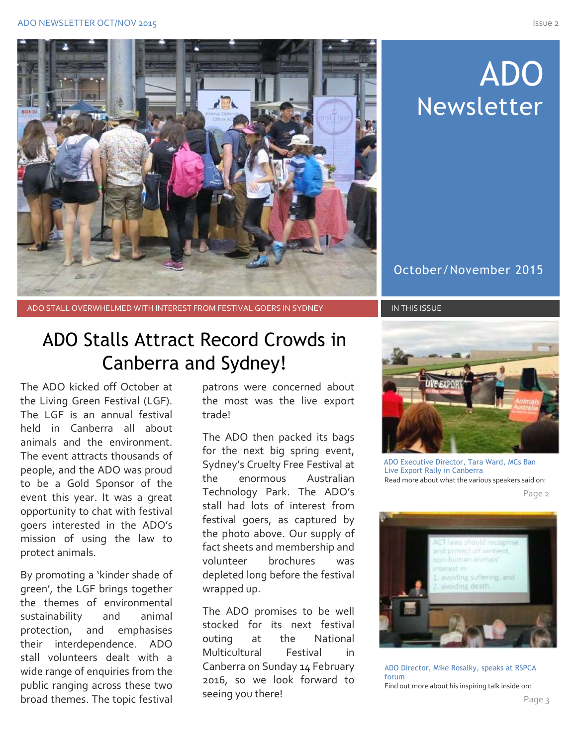# ADO Newsletter

October/November 2015

ADO STALL OVERWHELMED WITH INTEREST FROM FESTIVAL GOERS IN SYDNEY

## ADO Stalls Attract Record Crowds in Canberra and Sydney!

The ADO kicked off October at the Living Green Festival (LGF). The LGF is an annual festival held in Canberra all about animals and the environment. The event attracts thousands of people, and the ADO was proud to be a Gold Sponsor of the event this year. It was a great opportunity to chat with festival goers interested in the ADO's mission of using the law to protect animals.

By promoting a 'kinder shade of green', the LGF brings together the themes of environmental sustainability and animal protection, and emphasises their interdependence. ADO stall volunteers dealt with a wide range of enquiries from the public ranging across these two broad themes. The topic festival patrons were concerned about the most was the live export trade!

The ADO then packed its bags for the next big spring event, Sydney's Cruelty Free Festival at the enormous Australian Technology Park. The ADO's stall had lots of interest from festival goers, as captured by the photo above. Our supply of fact sheets and membership and volunteer brochures was depleted long before the festival wrapped up.

The ADO promises to be well stocked for its next festival outing at the National Multicultural Festival in Canberra on Sunday 14 February 2016, so we look forward to seeing you there!

### IN THIS ISSUE

ADO Executive Director, Tara Ward, MCs Ban Live Export Rally in Canberra

Read more about what the various speakers said on: Page 2

ADO Director, Mike Rosalky, speaks at RSPCA forum

Find out more about his inspiring talk inside on: Page 3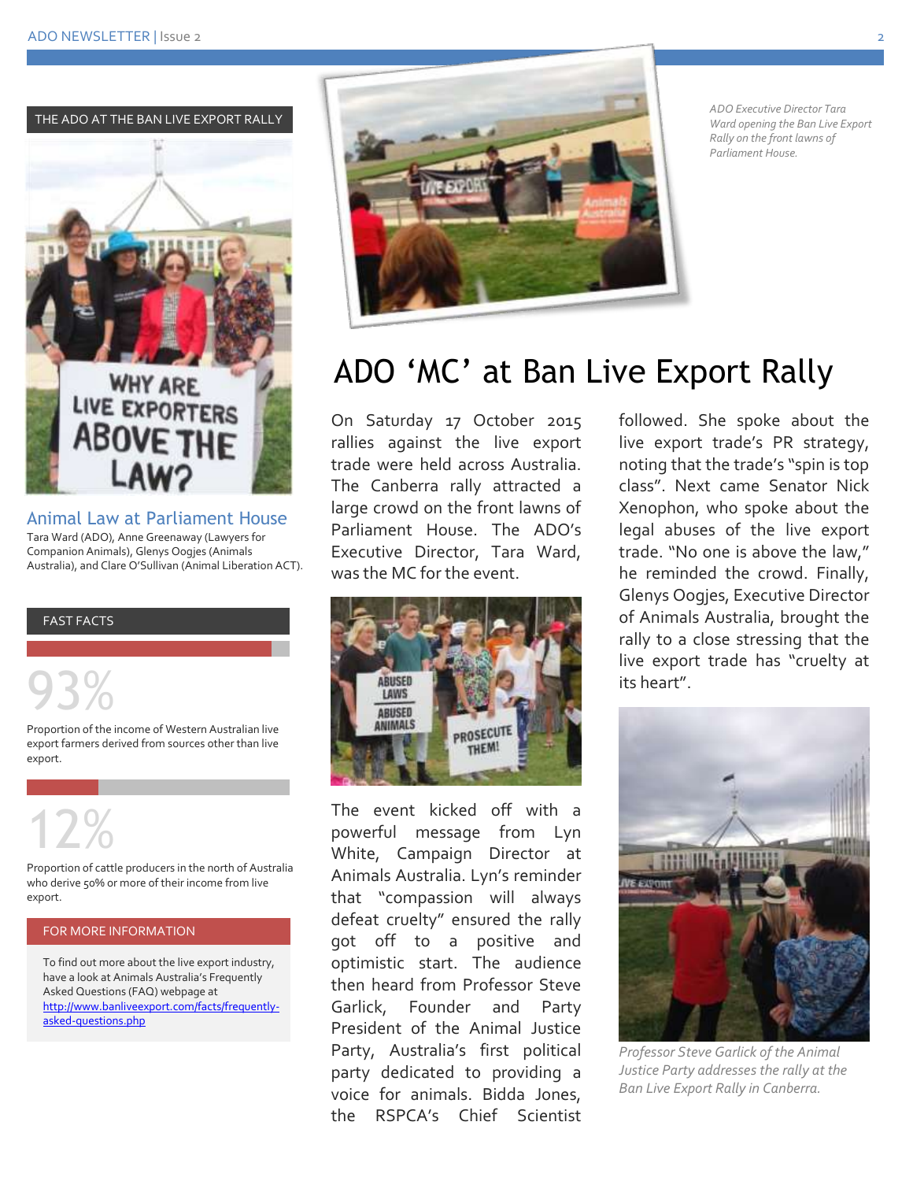THE ADO AT THE BAN LIVE EXPORT RALLY

### Animal Law at Parliament House

Tara Ward (ADO), Anne Greenaway (Lawyers for Companion Animals), Glenys Oogjes (Animals Australia), and Clare O'Sullivan (Animal Liberation ACT).

FAST FACTS

93%

Proportion of the income of Western Australian live export farmers derived from sources other than live export.

12%

Proportion of cattle producers in the north of Australia who derive 50% or more of their income from live export.

FOR MORE INFORMATION

To find out more about the live export industry, have a look at Animals Australia's Frequently Asked Questions (FAQ) webpage at http://www.banliveexport.com/facts/frequently-asked-questions.php

*ADO Executive Director Tara Ward opening the Ban Live Export Rally on the front lawns of Parliament House.*

# ADO 'MC' at Ban Live Export Rally

On Saturday 17 October 2015 rallies against the live export trade were held across Australia. The Canberra rally attracted a large crowd on the front lawns of Parliament House. The ADO's Executive Director, Tara Ward, was the MC for the event.

The event kicked off with a powerful message from Lyn White, Campaign Director at Animals Australia. Lyn's reminder that "compassion will always defeat cruelty" ensured the rally got off to a positive and optimistic start. The audience then heard from Professor Steve Garlick, Founder and Party President of the Animal Justice Party, Australia's first political party dedicated to providing a voice for animals. Bidda Jones, the RSPCA's Chief Scientist followed. She spoke about the live export trade's PR strategy, noting that the trade's "spin is top class". Next came Senator Nick Xenophon, who spoke about the legal abuses of the live export trade. "No one is above the law," he reminded the crowd. Finally, Glenys Oogjes, Executive Director of Animals Australia, brought the rally to a close stressing that the live export trade has "cruelty at its heart".

*Professor Steve Garlick of the Animal Justice Party addresses the rally at the Ban Live Export Rally in Canberra.*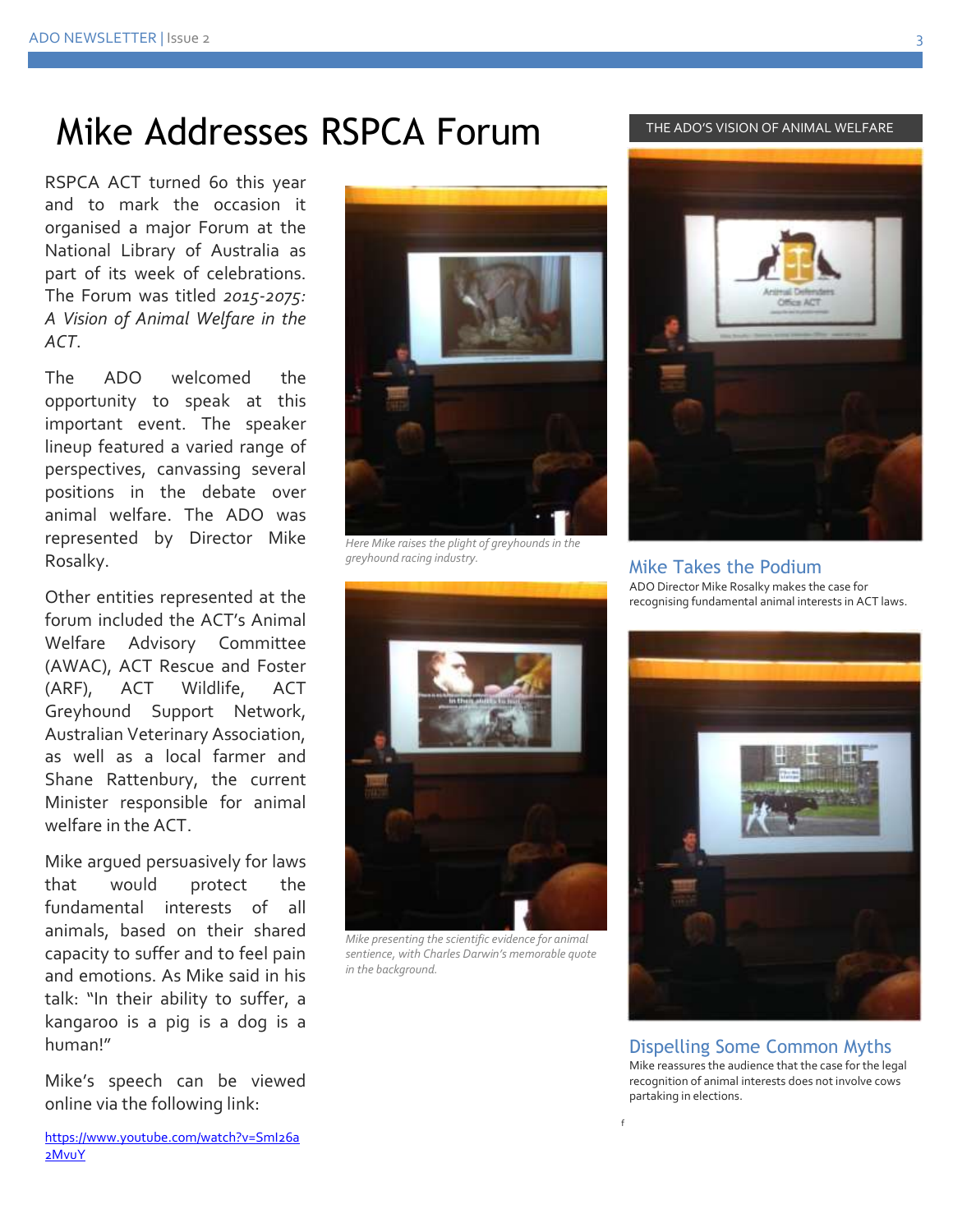# Mike Addresses RSPCA Forum

RSPCA ACT turned 60 this year and to mark the occasion it organised a major Forum at the National Library of Australia as part of its week of celebrations. The Forum was titled *2015-2075: A Vision of Animal Welfare in the ACT*.

The ADO welcomed the opportunity to speak at this important event. The speaker lineup featured a varied range of perspectives, canvassing several positions in the debate over animal welfare. The ADO was represented by Director Mike Rosalky.

Other entities represented at the forum included the ACT's Animal Welfare Advisory Committee (AWAC), ACT Rescue and Foster (ARF), ACT Wildlife, ACT Greyhound Support Network, Australian Veterinary Association, as well as a local farmer and Shane Rattenbury, the current Minister responsible for animal welfare in the ACT.

Mike argued persuasively for laws that would protect the fundamental interests of all animals, based on their shared capacity to suffer and to feel pain and emotions. As Mike said in his talk: "In their ability to suffer, a kangaroo is a pig is a dog is a human!"

Mike's speech can be viewed online via the following link:

https://www.youtube.com/watch?v=SmI26a2MvuY

*Here Mike raises the plight of greyhounds in the greyhound racing industry.*

*Mike presenting the scientific evidence for animal sentience, with Charles Darwin's memorable quote in the background.*

THE ADO'S VISION OF ANIMAL WELFARE

### Mike Takes the Podium

ADO Director Mike Rosalky makes the case for recognising fundamental animal interests in ACT laws.

### Dispelling Some Common Myths

Mike reassures the audience that the case for the legal recognition of animal interests does not involve cows partaking in elections.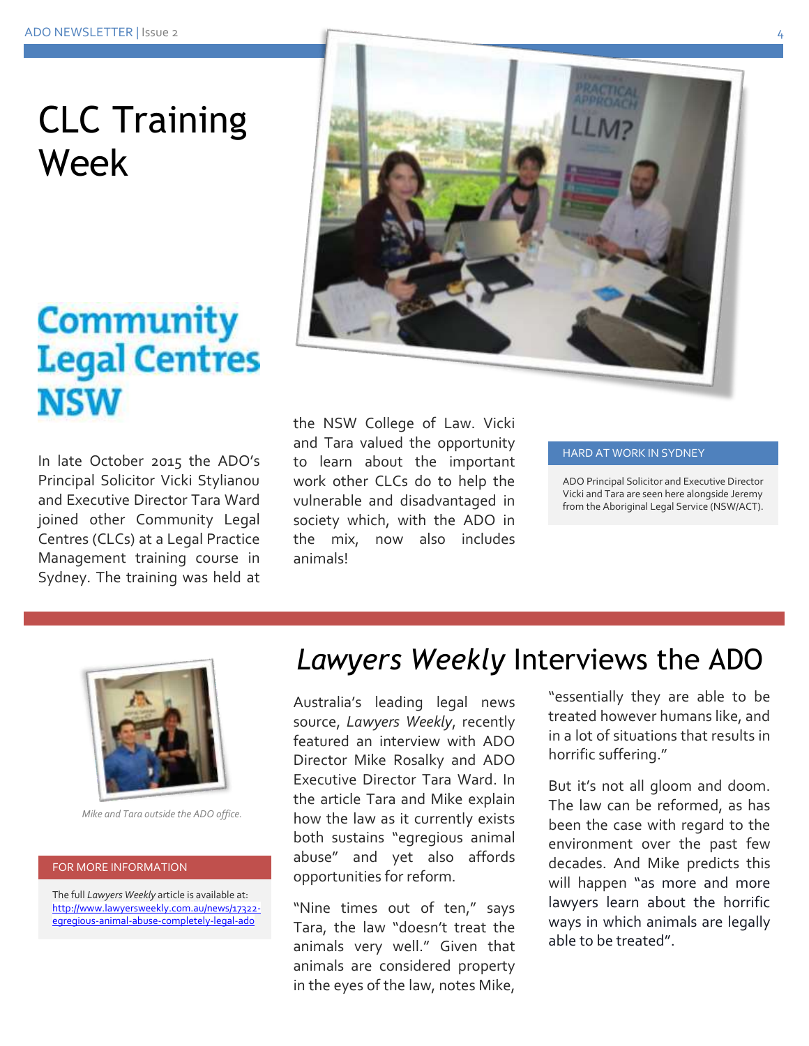# CLC Training Week

**Community Legal Centres NSW**

In late October 2015 the ADO's Principal Solicitor Vicki Stylianou and Executive Director Tara Ward joined other Community Legal Centres (CLCs) at a Legal Practice Management training course in Sydney. The training was held at the NSW College of Law. Vicki and Tara valued the opportunity to learn about the important work other CLCs do to help the vulnerable and disadvantaged in society which, with the ADO in the mix, now also includes animals!

HARD AT WORK IN SYDNEY

ADO Principal Solicitor and Executive Director Vicki and Tara are seen here alongside Jeremy from the Aboriginal Legal Service (NSW/ACT).

# *Lawyers Weekly* Interviews the ADO

Australia's leading legal news source, *Lawyers Weekly*, recently featured an interview with ADO Director Mike Rosalky and ADO Executive Director Tara Ward. In the article Tara and Mike explain how the law as it currently exists both sustains "egregious animal abuse" and yet also affords opportunities for reform.

"Nine times out of ten," says Tara, the law "doesn't treat the animals very well." Given that animals are considered property in the eyes of the law, notes Mike, "essentially they are able to be treated however humans like, and in a lot of situations that results in horrific suffering."

But it's not all gloom and doom. The law can be reformed, as has been the case with regard to the environment over the past few decades. And Mike predicts this will happen "as more and more lawyers learn about the horrific ways in which animals are legally able to be treated".

*Mike and Tara outside the ADO office.*

FOR MORE INFORMATION

The full *Lawyers Weekly* article is available at: http://www.lawyersweekly.com.au/news/17322-egregious-animal-abuse-completely-legal-ado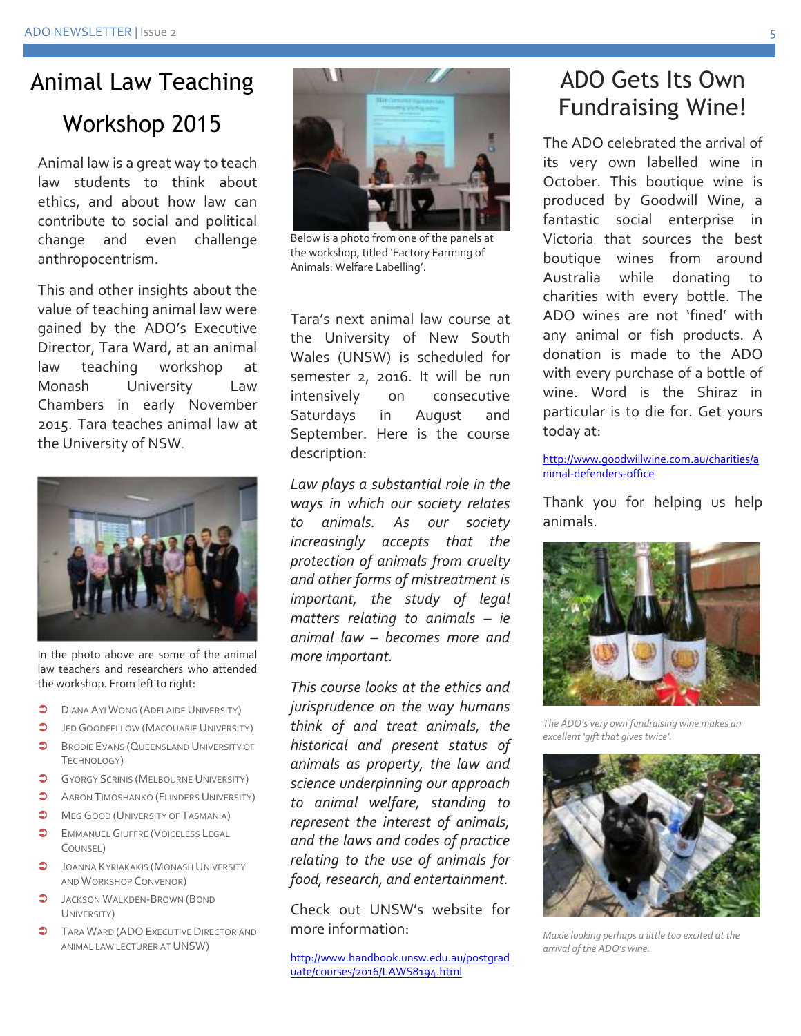# Animal Law Teaching Workshop 2015

Animal law is a great way to teach law students to think about ethics, and about how law can contribute to social and political change and even challenge anthropocentrism.

This and other insights about the value of teaching animal law were gained by the ADO's Executive Director, Tara Ward, at an animal law teaching workshop at Monash University Law Chambers in early November 2015. Tara teaches animal law at the University of NSW.

In the photo above are some of the animal law teachers and researchers who attended the workshop. From left to right:

- Diana Ayi Wong (Adelaide University)
- Jed Goodfellow (Macquarie University)
- Brodie Evans (Queensland University of Technology)
- Gyorgy Scrinis (Melbourne University)
- Aaron Timoshanko (Flinders University)
- Meg Good (University of Tasmania)
- Emmanuel Giuffre (Voiceless Legal Counsel)
- Joanna Kyriakakis (Monash University and Workshop Convenor)
- Jackson Walkden-Brown (Bond University)
- Tara Ward (ADO Executive Director and animal law lecturer at UNSW)

Below is a photo from one of the panels at the workshop, titled 'Factory Farming of Animals: Welfare Labelling'.

Tara's next animal law course at the University of New South Wales (UNSW) is scheduled for semester 2, 2016. It will be run intensively on consecutive Saturdays in August and September. Here is the course description:

*Law plays a substantial role in the ways in which our society relates to animals. As our society increasingly accepts that the protection of animals from cruelty and other forms of mistreatment is important, the study of legal matters relating to animals – ie animal law – becomes more and more important.*

*This course looks at the ethics and jurisprudence on the way humans think of and treat animals, the historical and present status of animals as property, the law and science underpinning our approach to animal welfare, standing to represent the interest of animals, and the laws and codes of practice relating to the use of animals for food, research, and entertainment.*

Check out UNSW's website for more information:

http://www.handbook.unsw.edu.au/postgraduate/courses/2016/LAWS8194.html

# ADO Gets Its Own Fundraising Wine!

The ADO celebrated the arrival of its very own labelled wine in October. This boutique wine is produced by Goodwill Wine, a fantastic social enterprise in Victoria that sources the best boutique wines from around Australia while donating to charities with every bottle. The ADO wines are not 'fined' with any animal or fish products. A donation is made to the ADO with every purchase of a bottle of wine. Word is the Shiraz in particular is to die for. Get yours today at:

http://www.goodwillwine.com.au/charities/animal-defenders-office

Thank you for helping us help animals.

*The ADO's very own fundraising wine makes an excellent 'gift that gives twice'.*

*Maxie looking perhaps a little too excited at the arrival of the ADO's wine.*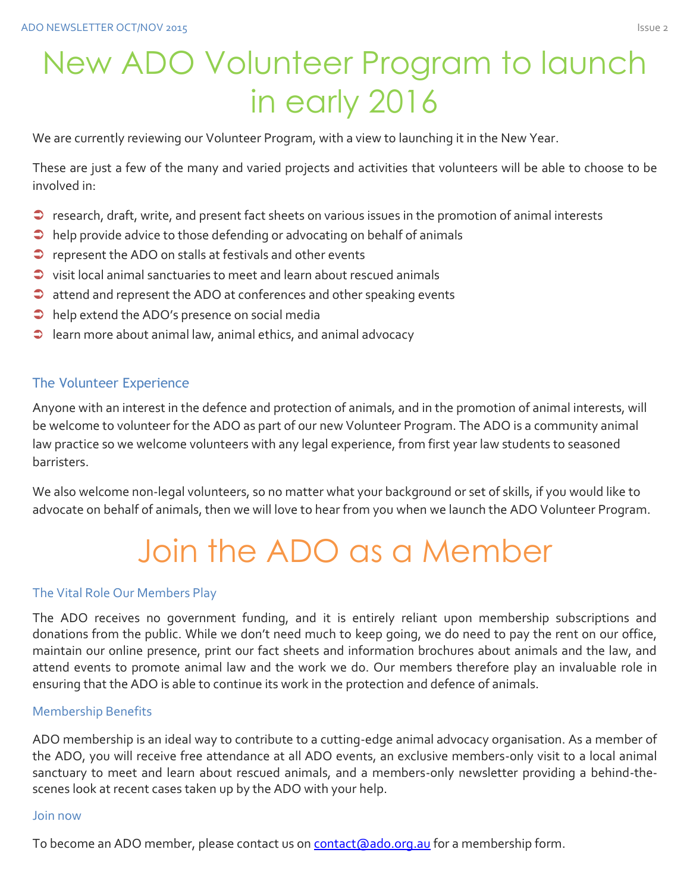# New ADO Volunteer Program to launch in early 2016

We are currently reviewing our Volunteer Program, with a view to launching it in the New Year.

These are just a few of the many and varied projects and activities that volunteers will be able to choose to be involved in:

- research, draft, write, and present fact sheets on various issues in the promotion of animal interests
- help provide advice to those defending or advocating on behalf of animals
- represent the ADO on stalls at festivals and other events
- visit local animal sanctuaries to meet and learn about rescued animals
- attend and represent the ADO at conferences and other speaking events
- help extend the ADO's presence on social media
- learn more about animal law, animal ethics, and animal advocacy

## The Volunteer Experience

Anyone with an interest in the defence and protection of animals, and in the promotion of animal interests, will be welcome to volunteer for the ADO as part of our new Volunteer Program. The ADO is a community animal law practice so we welcome volunteers with any legal experience, from first year law students to seasoned barristers.

We also welcome non-legal volunteers, so no matter what your background or set of skills, if you would like to advocate on behalf of animals, then we will love to hear from you when we launch the ADO Volunteer Program.

# Join the ADO as a Member

## The Vital Role Our Members Play

The ADO receives no government funding, and it is entirely reliant upon membership subscriptions and donations from the public. While we don't need much to keep going, we do need to pay the rent on our office, maintain our online presence, print our fact sheets and information brochures about animals and the law, and attend events to promote animal law and the work we do. Our members therefore play an invaluable role in ensuring that the ADO is able to continue its work in the protection and defence of animals.

## Membership Benefits

ADO membership is an ideal way to contribute to a cutting-edge animal advocacy organisation. As a member of the ADO, you will receive free attendance at all ADO events, an exclusive members-only visit to a local animal sanctuary to meet and learn about rescued animals, and a members-only newsletter providing a behind-the-scenes look at recent cases taken up by the ADO with your help.

## Join now

To become an ADO member, please contact us on contact@ado.org.au for a membership form.